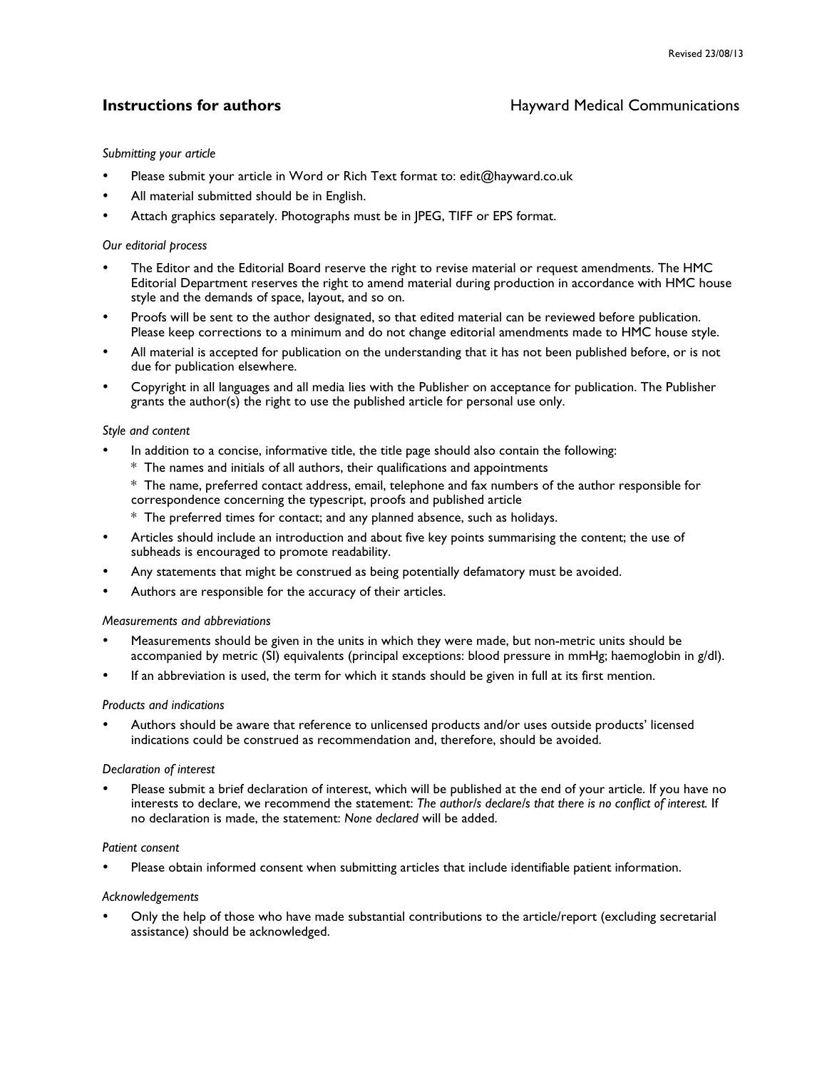Revised 23/08/13

# Instructions for authors

Hayward Medical Communications

*Submitting your article*

- Please submit your article in Word or Rich Text format to: edit@hayward.co.uk
- All material submitted should be in English.
- Attach graphics separately. Photographs must be in JPEG, TIFF or EPS format.

*Our editorial process*

- The Editor and the Editorial Board reserve the right to revise material or request amendments. The HMC Editorial Department reserves the right to amend material during production in accordance with HMC house style and the demands of space, layout, and so on.
- Proofs will be sent to the author designated, so that edited material can be reviewed before publication. Please keep corrections to a minimum and do not change editorial amendments made to HMC house style.
- All material is accepted for publication on the understanding that it has not been published before, or is not due for publication elsewhere.
- Copyright in all languages and all media lies with the Publisher on acceptance for publication. The Publisher grants the author(s) the right to use the published article for personal use only.

*Style and content*

- In addition to a concise, informative title, the title page should also contain the following:
  * The names and initials of all authors, their qualifications and appointments
  * The name, preferred contact address, email, telephone and fax numbers of the author responsible for correspondence concerning the typescript, proofs and published article
  * The preferred times for contact; and any planned absence, such as holidays.
- Articles should include an introduction and about five key points summarising the content; the use of subheads is encouraged to promote readability.
- Any statements that might be construed as being potentially defamatory must be avoided.
- Authors are responsible for the accuracy of their articles.

*Measurements and abbreviations*

- Measurements should be given in the units in which they were made, but non-metric units should be accompanied by metric (SI) equivalents (principal exceptions: blood pressure in mmHg; haemoglobin in g/dl).
- If an abbreviation is used, the term for which it stands should be given in full at its first mention.

*Products and indications*

- Authors should be aware that reference to unlicensed products and/or uses outside products' licensed indications could be construed as recommendation and, therefore, should be avoided.

*Declaration of interest*

- Please submit a brief declaration of interest, which will be published at the end of your article. If you have no interests to declare, we recommend the statement: *The author/s declare/s that there is no conflict of interest.* If no declaration is made, the statement: *None declared* will be added.

*Patient consent*

- Please obtain informed consent when submitting articles that include identifiable patient information.

*Acknowledgements*

- Only the help of those who have made substantial contributions to the article/report (excluding secretarial assistance) should be acknowledged.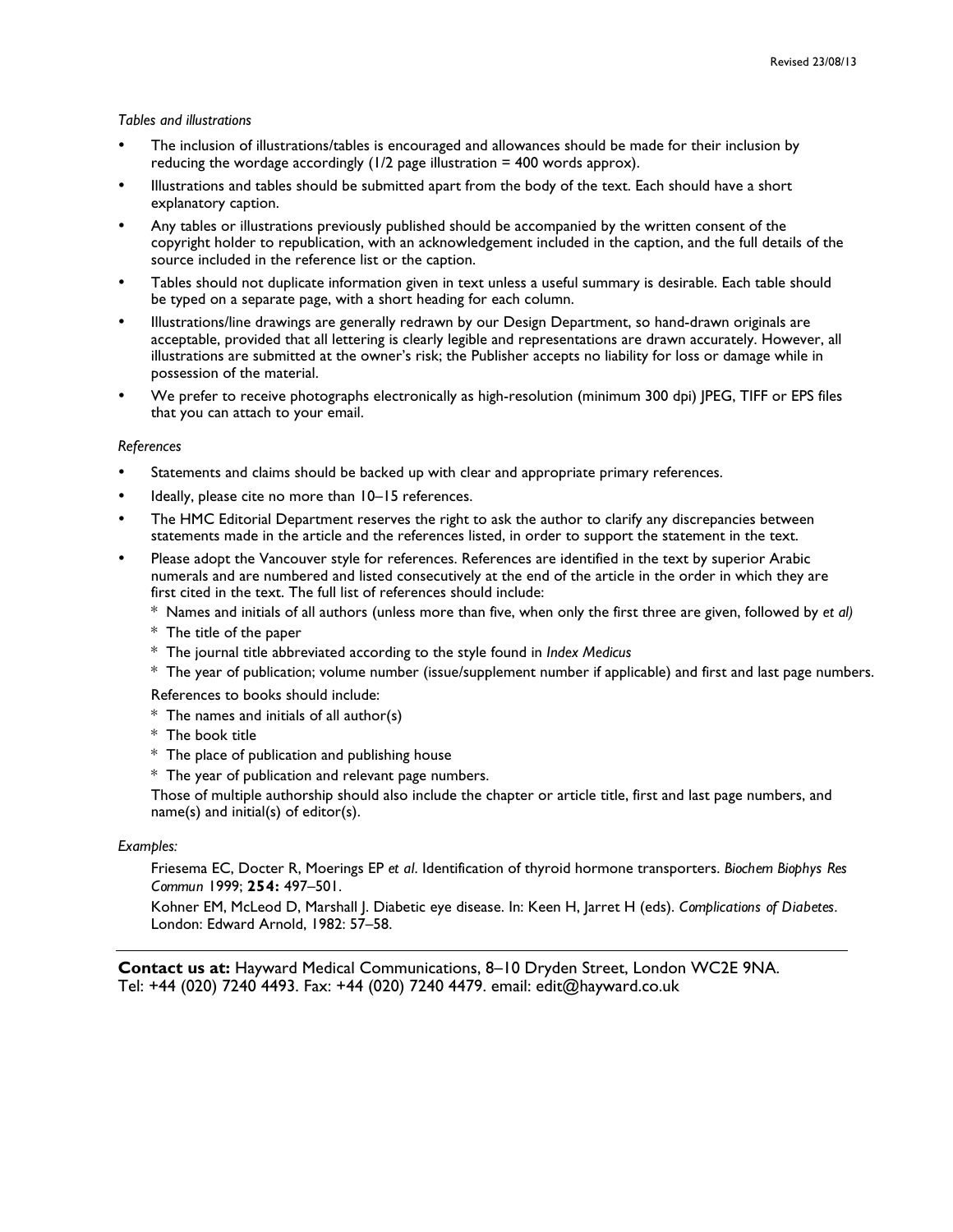*Tables and illustrations*

- The inclusion of illustrations/tables is encouraged and allowances should be made for their inclusion by reducing the wordage accordingly (1/2 page illustration = 400 words approx).
- Illustrations and tables should be submitted apart from the body of the text. Each should have a short explanatory caption.
- Any tables or illustrations previously published should be accompanied by the written consent of the copyright holder to republication, with an acknowledgement included in the caption, and the full details of the source included in the reference list or the caption.
- Tables should not duplicate information given in text unless a useful summary is desirable. Each table should be typed on a separate page, with a short heading for each column.
- Illustrations/line drawings are generally redrawn by our Design Department, so hand-drawn originals are acceptable, provided that all lettering is clearly legible and representations are drawn accurately. However, all illustrations are submitted at the owner's risk; the Publisher accepts no liability for loss or damage while in possession of the material.
- We prefer to receive photographs electronically as high-resolution (minimum 300 dpi) JPEG, TIFF or EPS files that you can attach to your email.

*References*

- Statements and claims should be backed up with clear and appropriate primary references.
- Ideally, please cite no more than 10–15 references.
- The HMC Editorial Department reserves the right to ask the author to clarify any discrepancies between statements made in the article and the references listed, in order to support the statement in the text.
- Please adopt the Vancouver style for references. References are identified in the text by superior Arabic numerals and are numbered and listed consecutively at the end of the article in the order in which they are first cited in the text. The full list of references should include:
  - Names and initials of all authors (unless more than five, when only the first three are given, followed by *et al)*
  - The title of the paper
  - The journal title abbreviated according to the style found in *Index Medicus*
  - The year of publication; volume number (issue/supplement number if applicable) and first and last page numbers.

  References to books should include:
  - The names and initials of all author(s)
  - The book title
  - The place of publication and publishing house
  - The year of publication and relevant page numbers.

  Those of multiple authorship should also include the chapter or article title, first and last page numbers, and name(s) and initial(s) of editor(s).

*Examples:*

Friesema EC, Docter R, Moerings EP *et al*. Identification of thyroid hormone transporters. *Biochem Biophys Res Commun* 1999; **254:** 497–501.

Kohner EM, McLeod D, Marshall J. Diabetic eye disease. In: Keen H, Jarret H (eds). *Complications of Diabetes*. London: Edward Arnold, 1982: 57–58.

---

**Contact us at:** Hayward Medical Communications, 8–10 Dryden Street, London WC2E 9NA. Tel: +44 (020) 7240 4493. Fax: +44 (020) 7240 4479. email: edit@hayward.co.uk